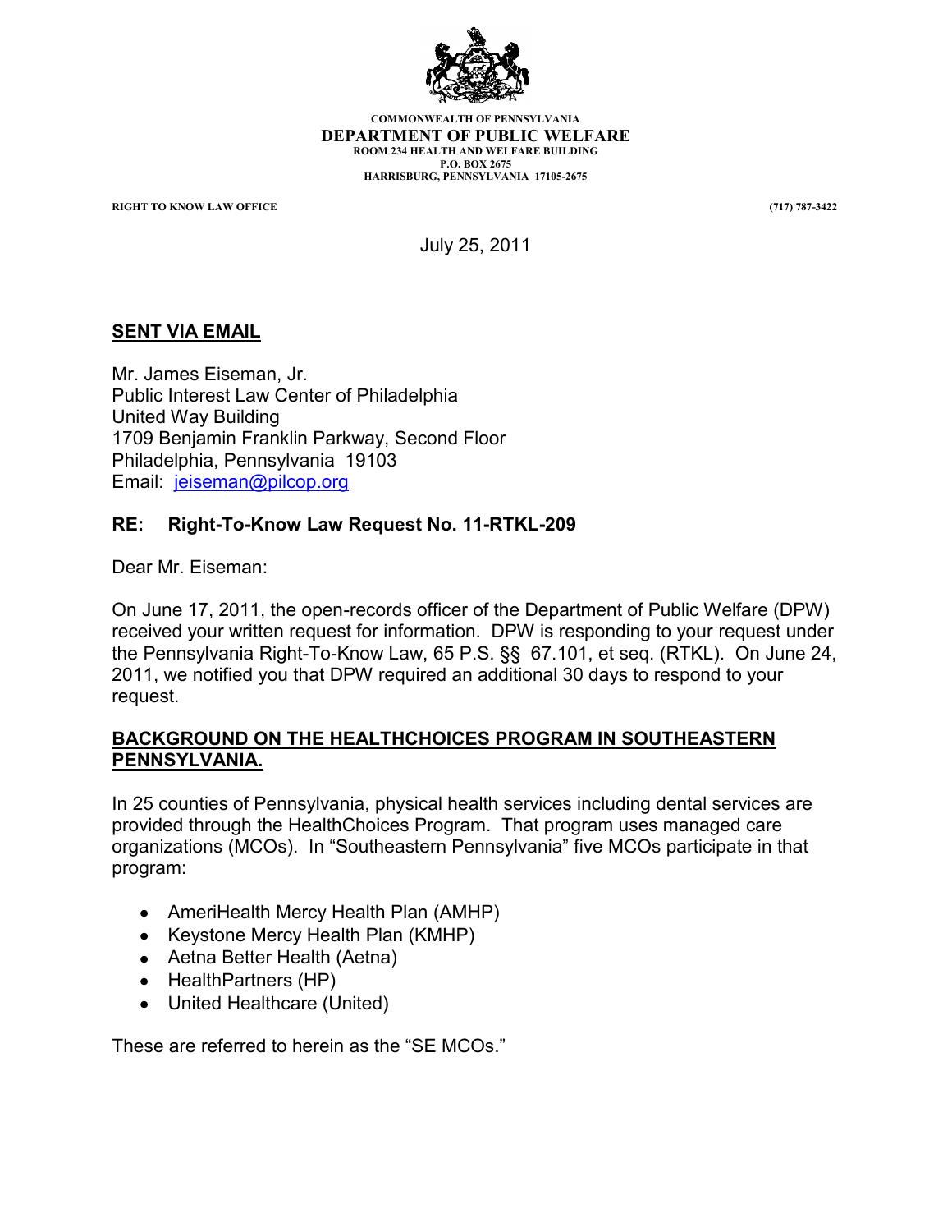COMMONWEALTH OF PENNSYLVANIA
**DEPARTMENT OF PUBLIC WELFARE**
ROOM 234 HEALTH AND WELFARE BUILDING
P.O. BOX 2675
HARRISBURG, PENNSYLVANIA 17105-2675

RIGHT TO KNOW LAW OFFICE (717) 787-3422

July 25, 2011

**SENT VIA EMAIL**

Mr. James Eiseman, Jr.
Public Interest Law Center of Philadelphia
United Way Building
1709 Benjamin Franklin Parkway, Second Floor
Philadelphia, Pennsylvania 19103
Email: jeiseman@pilcop.org

**RE: Right-To-Know Law Request No. 11-RTKL-209**

Dear Mr. Eiseman:

On June 17, 2011, the open-records officer of the Department of Public Welfare (DPW) received your written request for information. DPW is responding to your request under the Pennsylvania Right-To-Know Law, 65 P.S. §§ 67.101, et seq. (RTKL). On June 24, 2011, we notified you that DPW required an additional 30 days to respond to your request.

**BACKGROUND ON THE HEALTHCHOICES PROGRAM IN SOUTHEASTERN PENNSYLVANIA.**

In 25 counties of Pennsylvania, physical health services including dental services are provided through the HealthChoices Program. That program uses managed care organizations (MCOs). In "Southeastern Pennsylvania" five MCOs participate in that program:

- AmeriHealth Mercy Health Plan (AMHP)
- Keystone Mercy Health Plan (KMHP)
- Aetna Better Health (Aetna)
- HealthPartners (HP)
- United Healthcare (United)

These are referred to herein as the "SE MCOs."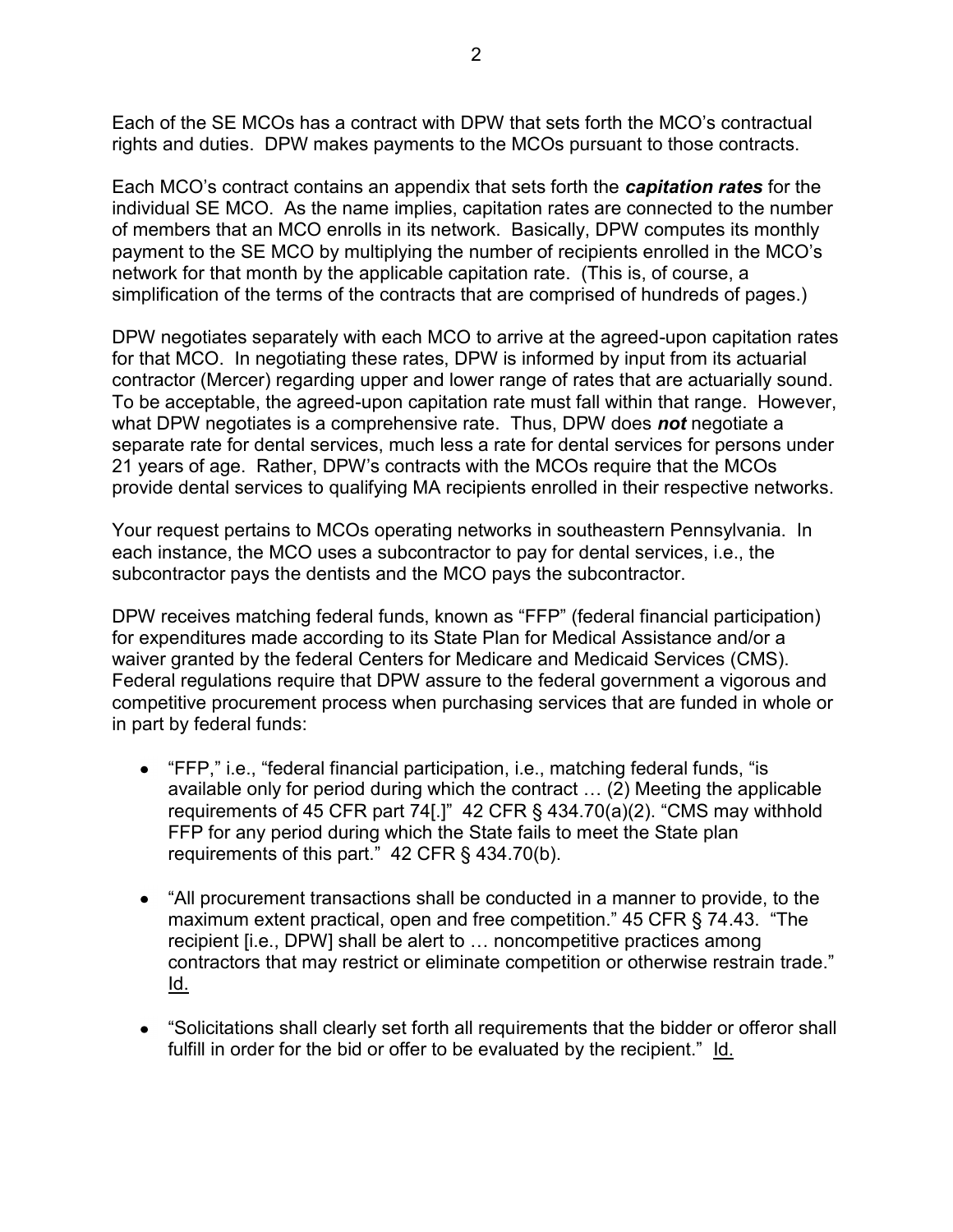Each of the SE MCOs has a contract with DPW that sets forth the MCO's contractual rights and duties. DPW makes payments to the MCOs pursuant to those contracts.

Each MCO's contract contains an appendix that sets forth the ***capitation rates*** for the individual SE MCO. As the name implies, capitation rates are connected to the number of members that an MCO enrolls in its network. Basically, DPW computes its monthly payment to the SE MCO by multiplying the number of recipients enrolled in the MCO's network for that month by the applicable capitation rate. (This is, of course, a simplification of the terms of the contracts that are comprised of hundreds of pages.)

DPW negotiates separately with each MCO to arrive at the agreed-upon capitation rates for that MCO. In negotiating these rates, DPW is informed by input from its actuarial contractor (Mercer) regarding upper and lower range of rates that are actuarially sound. To be acceptable, the agreed-upon capitation rate must fall within that range. However, what DPW negotiates is a comprehensive rate. Thus, DPW does ***not*** negotiate a separate rate for dental services, much less a rate for dental services for persons under 21 years of age. Rather, DPW's contracts with the MCOs require that the MCOs provide dental services to qualifying MA recipients enrolled in their respective networks.

Your request pertains to MCOs operating networks in southeastern Pennsylvania. In each instance, the MCO uses a subcontractor to pay for dental services, i.e., the subcontractor pays the dentists and the MCO pays the subcontractor.

DPW receives matching federal funds, known as "FFP" (federal financial participation) for expenditures made according to its State Plan for Medical Assistance and/or a waiver granted by the federal Centers for Medicare and Medicaid Services (CMS). Federal regulations require that DPW assure to the federal government a vigorous and competitive procurement process when purchasing services that are funded in whole or in part by federal funds:

- "FFP," i.e., "federal financial participation, i.e., matching federal funds, "is available only for period during which the contract … (2) Meeting the applicable requirements of 45 CFR part 74[.]" 42 CFR § 434.70(a)(2). "CMS may withhold FFP for any period during which the State fails to meet the State plan requirements of this part." 42 CFR § 434.70(b).
- "All procurement transactions shall be conducted in a manner to provide, to the maximum extent practical, open and free competition." 45 CFR § 74.43. "The recipient [i.e., DPW] shall be alert to … noncompetitive practices among contractors that may restrict or eliminate competition or otherwise restrain trade." Id.
- "Solicitations shall clearly set forth all requirements that the bidder or offeror shall fulfill in order for the bid or offer to be evaluated by the recipient." Id.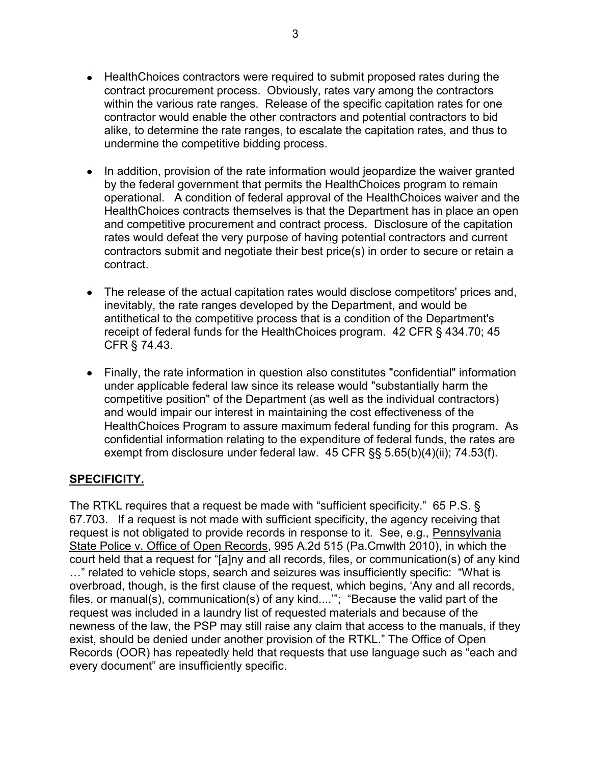- HealthChoices contractors were required to submit proposed rates during the contract procurement process. Obviously, rates vary among the contractors within the various rate ranges. Release of the specific capitation rates for one contractor would enable the other contractors and potential contractors to bid alike, to determine the rate ranges, to escalate the capitation rates, and thus to undermine the competitive bidding process.

- In addition, provision of the rate information would jeopardize the waiver granted by the federal government that permits the HealthChoices program to remain operational. A condition of federal approval of the HealthChoices waiver and the HealthChoices contracts themselves is that the Department has in place an open and competitive procurement and contract process. Disclosure of the capitation rates would defeat the very purpose of having potential contractors and current contractors submit and negotiate their best price(s) in order to secure or retain a contract.

- The release of the actual capitation rates would disclose competitors' prices and, inevitably, the rate ranges developed by the Department, and would be antithetical to the competitive process that is a condition of the Department's receipt of federal funds for the HealthChoices program. 42 CFR § 434.70; 45 CFR § 74.43.

- Finally, the rate information in question also constitutes "confidential" information under applicable federal law since its release would "substantially harm the competitive position" of the Department (as well as the individual contractors) and would impair our interest in maintaining the cost effectiveness of the HealthChoices Program to assure maximum federal funding for this program. As confidential information relating to the expenditure of federal funds, the rates are exempt from disclosure under federal law. 45 CFR §§ 5.65(b)(4)(ii); 74.53(f).

**SPECIFICITY.**

The RTKL requires that a request be made with "sufficient specificity." 65 P.S. § 67.703. If a request is not made with sufficient specificity, the agency receiving that request is not obligated to provide records in response to it. See, e.g., Pennsylvania State Police v. Office of Open Records, 995 A.2d 515 (Pa.Cmwlth 2010), in which the court held that a request for "[a]ny and all records, files, or communication(s) of any kind …" related to vehicle stops, search and seizures was insufficiently specific: "What is overbroad, though, is the first clause of the request, which begins, 'Any and all records, files, or manual(s), communication(s) of any kind....'"; "Because the valid part of the request was included in a laundry list of requested materials and because of the newness of the law, the PSP may still raise any claim that access to the manuals, if they exist, should be denied under another provision of the RTKL." The Office of Open Records (OOR) has repeatedly held that requests that use language such as "each and every document" are insufficiently specific.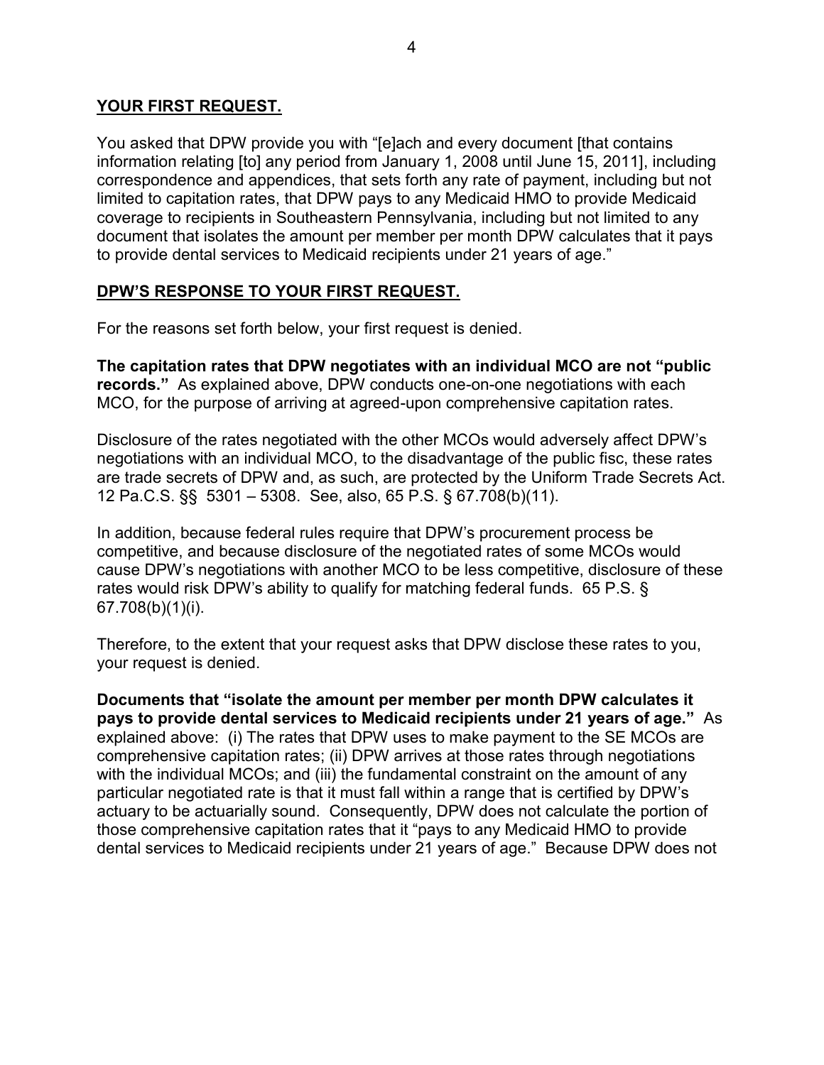**YOUR FIRST REQUEST.**

You asked that DPW provide you with "[e]ach and every document [that contains information relating [to] any period from January 1, 2008 until June 15, 2011], including correspondence and appendices, that sets forth any rate of payment, including but not limited to capitation rates, that DPW pays to any Medicaid HMO to provide Medicaid coverage to recipients in Southeastern Pennsylvania, including but not limited to any document that isolates the amount per member per month DPW calculates that it pays to provide dental services to Medicaid recipients under 21 years of age."

**DPW'S RESPONSE TO YOUR FIRST REQUEST.**

For the reasons set forth below, your first request is denied.

**The capitation rates that DPW negotiates with an individual MCO are not "public records."** As explained above, DPW conducts one-on-one negotiations with each MCO, for the purpose of arriving at agreed-upon comprehensive capitation rates.

Disclosure of the rates negotiated with the other MCOs would adversely affect DPW's negotiations with an individual MCO, to the disadvantage of the public fisc, these rates are trade secrets of DPW and, as such, are protected by the Uniform Trade Secrets Act. 12 Pa.C.S. §§ 5301 – 5308. See, also, 65 P.S. § 67.708(b)(11).

In addition, because federal rules require that DPW's procurement process be competitive, and because disclosure of the negotiated rates of some MCOs would cause DPW's negotiations with another MCO to be less competitive, disclosure of these rates would risk DPW's ability to qualify for matching federal funds. 65 P.S. § 67.708(b)(1)(i).

Therefore, to the extent that your request asks that DPW disclose these rates to you, your request is denied.

**Documents that "isolate the amount per member per month DPW calculates it pays to provide dental services to Medicaid recipients under 21 years of age."** As explained above: (i) The rates that DPW uses to make payment to the SE MCOs are comprehensive capitation rates; (ii) DPW arrives at those rates through negotiations with the individual MCOs; and (iii) the fundamental constraint on the amount of any particular negotiated rate is that it must fall within a range that is certified by DPW's actuary to be actuarially sound. Consequently, DPW does not calculate the portion of those comprehensive capitation rates that it "pays to any Medicaid HMO to provide dental services to Medicaid recipients under 21 years of age." Because DPW does not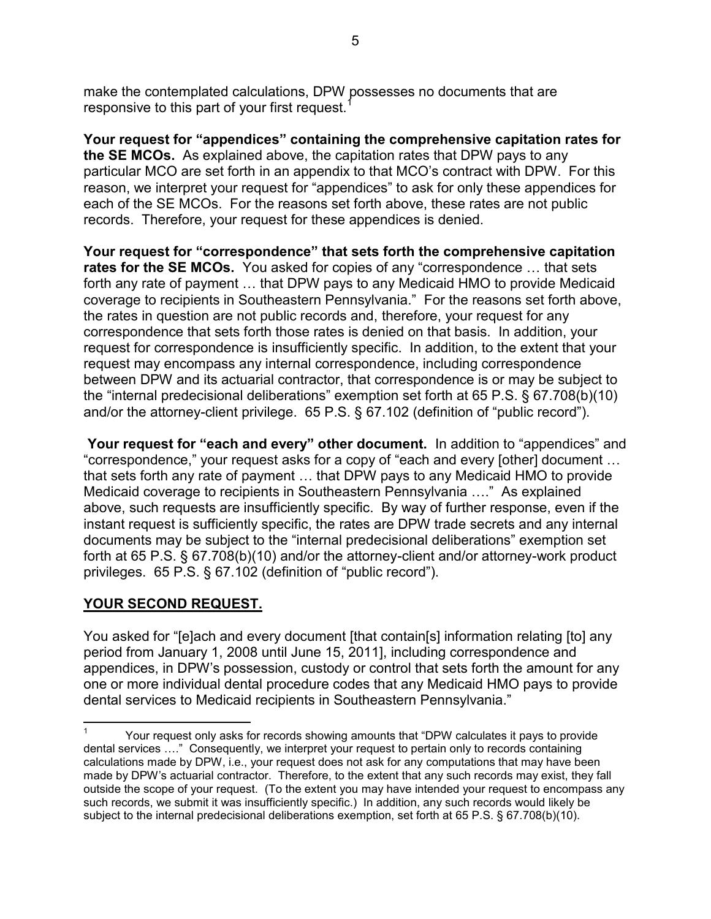make the contemplated calculations, DPW possesses no documents that are responsive to this part of your first request.[1]

**Your request for "appendices" containing the comprehensive capitation rates for the SE MCOs.** As explained above, the capitation rates that DPW pays to any particular MCO are set forth in an appendix to that MCO's contract with DPW. For this reason, we interpret your request for "appendices" to ask for only these appendices for each of the SE MCOs. For the reasons set forth above, these rates are not public records. Therefore, your request for these appendices is denied.

**Your request for "correspondence" that sets forth the comprehensive capitation rates for the SE MCOs.** You asked for copies of any "correspondence … that sets forth any rate of payment … that DPW pays to any Medicaid HMO to provide Medicaid coverage to recipients in Southeastern Pennsylvania." For the reasons set forth above, the rates in question are not public records and, therefore, your request for any correspondence that sets forth those rates is denied on that basis. In addition, your request for correspondence is insufficiently specific. In addition, to the extent that your request may encompass any internal correspondence, including correspondence between DPW and its actuarial contractor, that correspondence is or may be subject to the "internal predecisional deliberations" exemption set forth at 65 P.S. § 67.708(b)(10) and/or the attorney-client privilege. 65 P.S. § 67.102 (definition of "public record").

**Your request for "each and every" other document.** In addition to "appendices" and "correspondence," your request asks for a copy of "each and every [other] document … that sets forth any rate of payment … that DPW pays to any Medicaid HMO to provide Medicaid coverage to recipients in Southeastern Pennsylvania …." As explained above, such requests are insufficiently specific. By way of further response, even if the instant request is sufficiently specific, the rates are DPW trade secrets and any internal documents may be subject to the "internal predecisional deliberations" exemption set forth at 65 P.S. § 67.708(b)(10) and/or the attorney-client and/or attorney-work product privileges. 65 P.S. § 67.102 (definition of "public record").

## YOUR SECOND REQUEST.

You asked for "[e]ach and every document [that contain[s] information relating [to] any period from January 1, 2008 until June 15, 2011], including correspondence and appendices, in DPW's possession, custody or control that sets forth the amount for any one or more individual dental procedure codes that any Medicaid HMO pays to provide dental services to Medicaid recipients in Southeastern Pennsylvania."

---

[1] Your request only asks for records showing amounts that "DPW calculates it pays to provide dental services …." Consequently, we interpret your request to pertain only to records containing calculations made by DPW, i.e., your request does not ask for any computations that may have been made by DPW's actuarial contractor. Therefore, to the extent that any such records may exist, they fall outside the scope of your request. (To the extent you may have intended your request to encompass any such records, we submit it was insufficiently specific.) In addition, any such records would likely be subject to the internal predecisional deliberations exemption, set forth at 65 P.S. § 67.708(b)(10).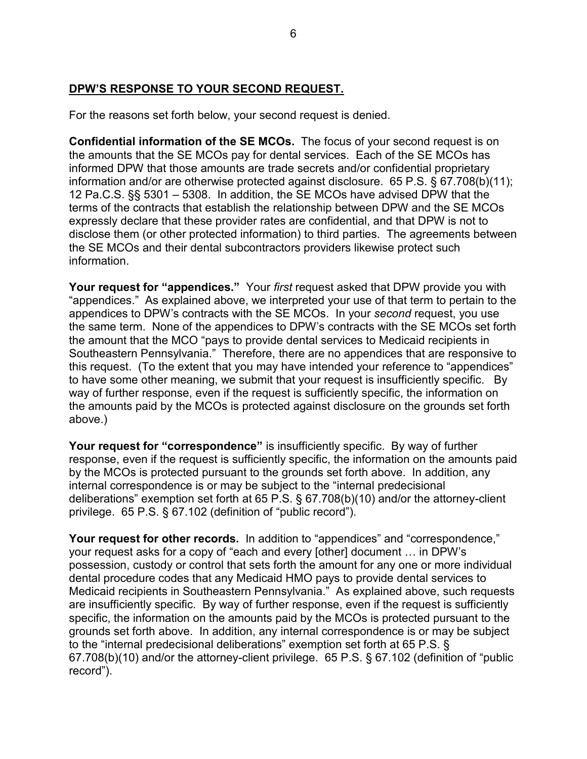**<u>DPW'S RESPONSE TO YOUR SECOND REQUEST.</u>**

For the reasons set forth below, your second request is denied.

**Confidential information of the SE MCOs.** The focus of your second request is on the amounts that the SE MCOs pay for dental services. Each of the SE MCOs has informed DPW that those amounts are trade secrets and/or confidential proprietary information and/or are otherwise protected against disclosure. 65 P.S. § 67.708(b)(11); 12 Pa.C.S. §§ 5301 – 5308. In addition, the SE MCOs have advised DPW that the terms of the contracts that establish the relationship between DPW and the SE MCOs expressly declare that these provider rates are confidential, and that DPW is not to disclose them (or other protected information) to third parties. The agreements between the SE MCOs and their dental subcontractors providers likewise protect such information.

**Your request for "appendices."** Your *first* request asked that DPW provide you with "appendices." As explained above, we interpreted your use of that term to pertain to the appendices to DPW's contracts with the SE MCOs. In your *second* request, you use the same term. None of the appendices to DPW's contracts with the SE MCOs set forth the amount that the MCO "pays to provide dental services to Medicaid recipients in Southeastern Pennsylvania." Therefore, there are no appendices that are responsive to this request. (To the extent that you may have intended your reference to "appendices" to have some other meaning, we submit that your request is insufficiently specific. By way of further response, even if the request is sufficiently specific, the information on the amounts paid by the MCOs is protected against disclosure on the grounds set forth above.)

**Your request for "correspondence"** is insufficiently specific. By way of further response, even if the request is sufficiently specific, the information on the amounts paid by the MCOs is protected pursuant to the grounds set forth above. In addition, any internal correspondence is or may be subject to the "internal predecisional deliberations" exemption set forth at 65 P.S. § 67.708(b)(10) and/or the attorney-client privilege. 65 P.S. § 67.102 (definition of "public record").

**Your request for other records.** In addition to "appendices" and "correspondence," your request asks for a copy of "each and every [other] document … in DPW's possession, custody or control that sets forth the amount for any one or more individual dental procedure codes that any Medicaid HMO pays to provide dental services to Medicaid recipients in Southeastern Pennsylvania." As explained above, such requests are insufficiently specific. By way of further response, even if the request is sufficiently specific, the information on the amounts paid by the MCOs is protected pursuant to the grounds set forth above. In addition, any internal correspondence is or may be subject to the "internal predecisional deliberations" exemption set forth at 65 P.S. § 67.708(b)(10) and/or the attorney-client privilege. 65 P.S. § 67.102 (definition of "public record").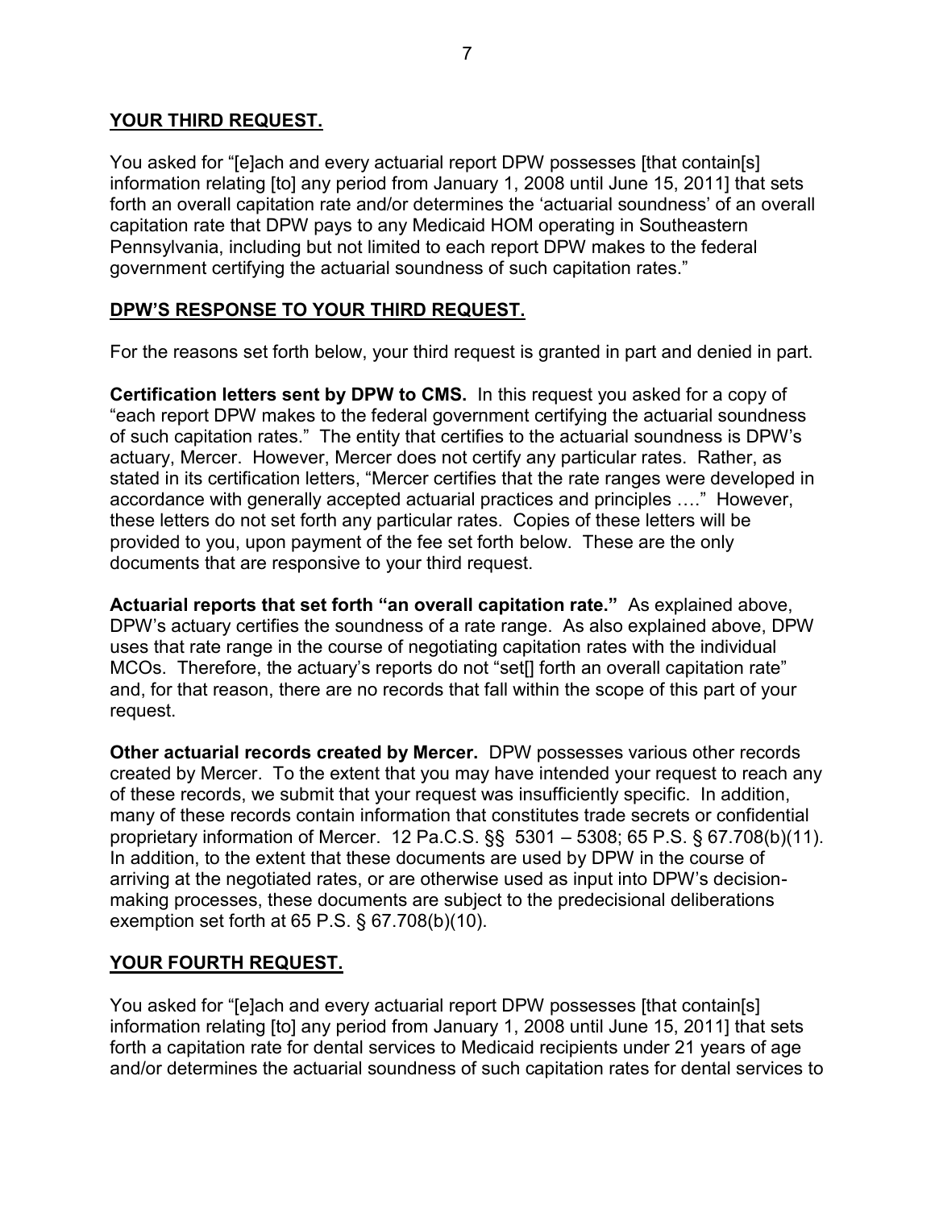**YOUR THIRD REQUEST.**

You asked for "[e]ach and every actuarial report DPW possesses [that contain[s] information relating [to] any period from January 1, 2008 until June 15, 2011] that sets forth an overall capitation rate and/or determines the 'actuarial soundness' of an overall capitation rate that DPW pays to any Medicaid HOM operating in Southeastern Pennsylvania, including but not limited to each report DPW makes to the federal government certifying the actuarial soundness of such capitation rates."

**DPW'S RESPONSE TO YOUR THIRD REQUEST.**

For the reasons set forth below, your third request is granted in part and denied in part.

**Certification letters sent by DPW to CMS.** In this request you asked for a copy of "each report DPW makes to the federal government certifying the actuarial soundness of such capitation rates." The entity that certifies to the actuarial soundness is DPW's actuary, Mercer. However, Mercer does not certify any particular rates. Rather, as stated in its certification letters, "Mercer certifies that the rate ranges were developed in accordance with generally accepted actuarial practices and principles …." However, these letters do not set forth any particular rates. Copies of these letters will be provided to you, upon payment of the fee set forth below. These are the only documents that are responsive to your third request.

**Actuarial reports that set forth "an overall capitation rate."** As explained above, DPW's actuary certifies the soundness of a rate range. As also explained above, DPW uses that rate range in the course of negotiating capitation rates with the individual MCOs. Therefore, the actuary's reports do not "set[] forth an overall capitation rate" and, for that reason, there are no records that fall within the scope of this part of your request.

**Other actuarial records created by Mercer.** DPW possesses various other records created by Mercer. To the extent that you may have intended your request to reach any of these records, we submit that your request was insufficiently specific. In addition, many of these records contain information that constitutes trade secrets or confidential proprietary information of Mercer. 12 Pa.C.S. §§ 5301 – 5308; 65 P.S. § 67.708(b)(11). In addition, to the extent that these documents are used by DPW in the course of arriving at the negotiated rates, or are otherwise used as input into DPW's decision-making processes, these documents are subject to the predecisional deliberations exemption set forth at 65 P.S. § 67.708(b)(10).

**YOUR FOURTH REQUEST.**

You asked for "[e]ach and every actuarial report DPW possesses [that contain[s] information relating [to] any period from January 1, 2008 until June 15, 2011] that sets forth a capitation rate for dental services to Medicaid recipients under 21 years of age and/or determines the actuarial soundness of such capitation rates for dental services to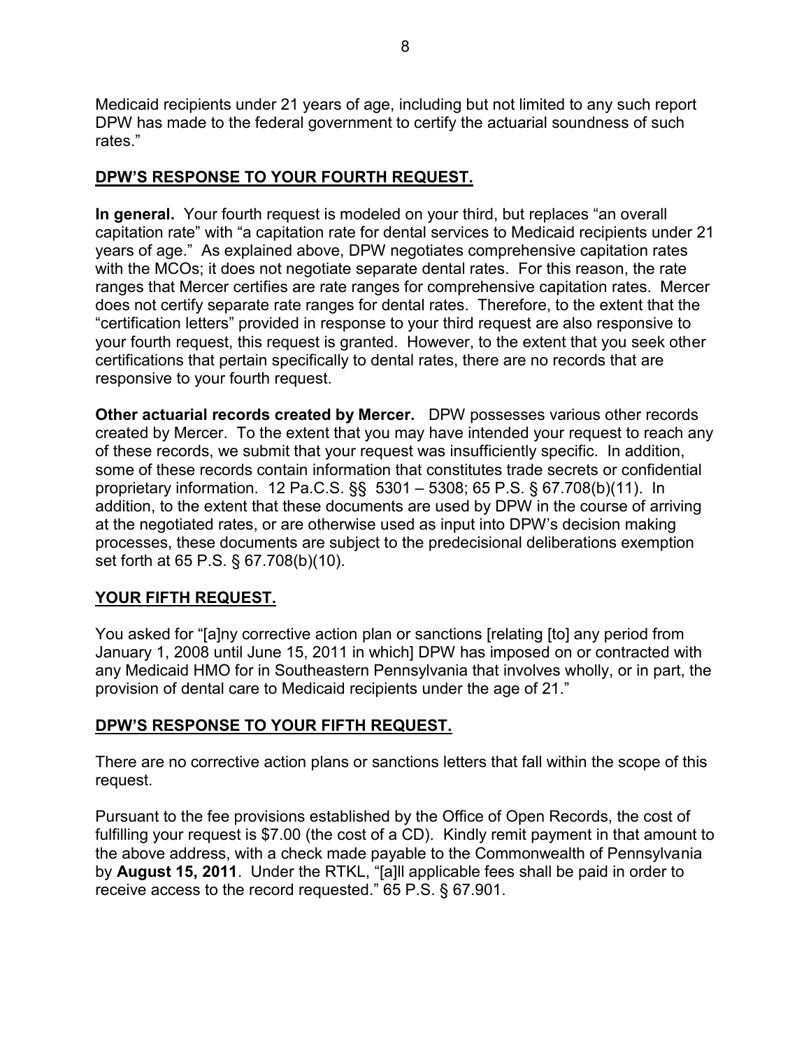Medicaid recipients under 21 years of age, including but not limited to any such report DPW has made to the federal government to certify the actuarial soundness of such rates."

**DPW'S RESPONSE TO YOUR FOURTH REQUEST.**

**In general.** Your fourth request is modeled on your third, but replaces "an overall capitation rate" with "a capitation rate for dental services to Medicaid recipients under 21 years of age." As explained above, DPW negotiates comprehensive capitation rates with the MCOs; it does not negotiate separate dental rates. For this reason, the rate ranges that Mercer certifies are rate ranges for comprehensive capitation rates. Mercer does not certify separate rate ranges for dental rates. Therefore, to the extent that the "certification letters" provided in response to your third request are also responsive to your fourth request, this request is granted. However, to the extent that you seek other certifications that pertain specifically to dental rates, there are no records that are responsive to your fourth request.

**Other actuarial records created by Mercer.** DPW possesses various other records created by Mercer. To the extent that you may have intended your request to reach any of these records, we submit that your request was insufficiently specific. In addition, some of these records contain information that constitutes trade secrets or confidential proprietary information. 12 Pa.C.S. §§ 5301 – 5308; 65 P.S. § 67.708(b)(11). In addition, to the extent that these documents are used by DPW in the course of arriving at the negotiated rates, or are otherwise used as input into DPW's decision making processes, these documents are subject to the predecisional deliberations exemption set forth at 65 P.S. § 67.708(b)(10).

**YOUR FIFTH REQUEST.**

You asked for "[a]ny corrective action plan or sanctions [relating [to] any period from January 1, 2008 until June 15, 2011 in which] DPW has imposed on or contracted with any Medicaid HMO for in Southeastern Pennsylvania that involves wholly, or in part, the provision of dental care to Medicaid recipients under the age of 21."

**DPW'S RESPONSE TO YOUR FIFTH REQUEST.**

There are no corrective action plans or sanctions letters that fall within the scope of this request.

Pursuant to the fee provisions established by the Office of Open Records, the cost of fulfilling your request is $7.00 (the cost of a CD). Kindly remit payment in that amount to the above address, with a check made payable to the Commonwealth of Pennsylvania by **August 15, 2011**. Under the RTKL, "[a]ll applicable fees shall be paid in order to receive access to the record requested." 65 P.S. § 67.901.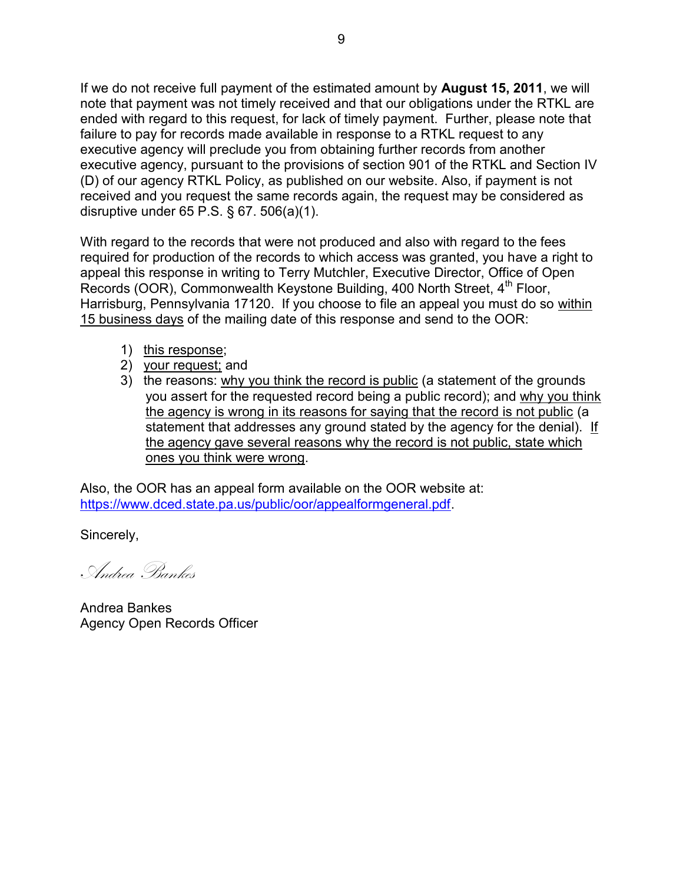If we do not receive full payment of the estimated amount by **August 15, 2011**, we will note that payment was not timely received and that our obligations under the RTKL are ended with regard to this request, for lack of timely payment. Further, please note that failure to pay for records made available in response to a RTKL request to any executive agency will preclude you from obtaining further records from another executive agency, pursuant to the provisions of section 901 of the RTKL and Section IV (D) of our agency RTKL Policy, as published on our website. Also, if payment is not received and you request the same records again, the request may be considered as disruptive under 65 P.S. § 67. 506(a)(1).

With regard to the records that were not produced and also with regard to the fees required for production of the records to which access was granted, you have a right to appeal this response in writing to Terry Mutchler, Executive Director, Office of Open Records (OOR), Commonwealth Keystone Building, 400 North Street, 4th Floor, Harrisburg, Pennsylvania 17120. If you choose to file an appeal you must do so within 15 business days of the mailing date of this response and send to the OOR:

1) this response;
2) your request; and
3) the reasons: why you think the record is public (a statement of the grounds you assert for the requested record being a public record); and why you think the agency is wrong in its reasons for saying that the record is not public (a statement that addresses any ground stated by the agency for the denial). If the agency gave several reasons why the record is not public, state which ones you think were wrong.

Also, the OOR has an appeal form available on the OOR website at: https://www.dced.state.pa.us/public/oor/appealformgeneral.pdf.

Sincerely,

*Andrea Bankes*

Andrea Bankes
Agency Open Records Officer